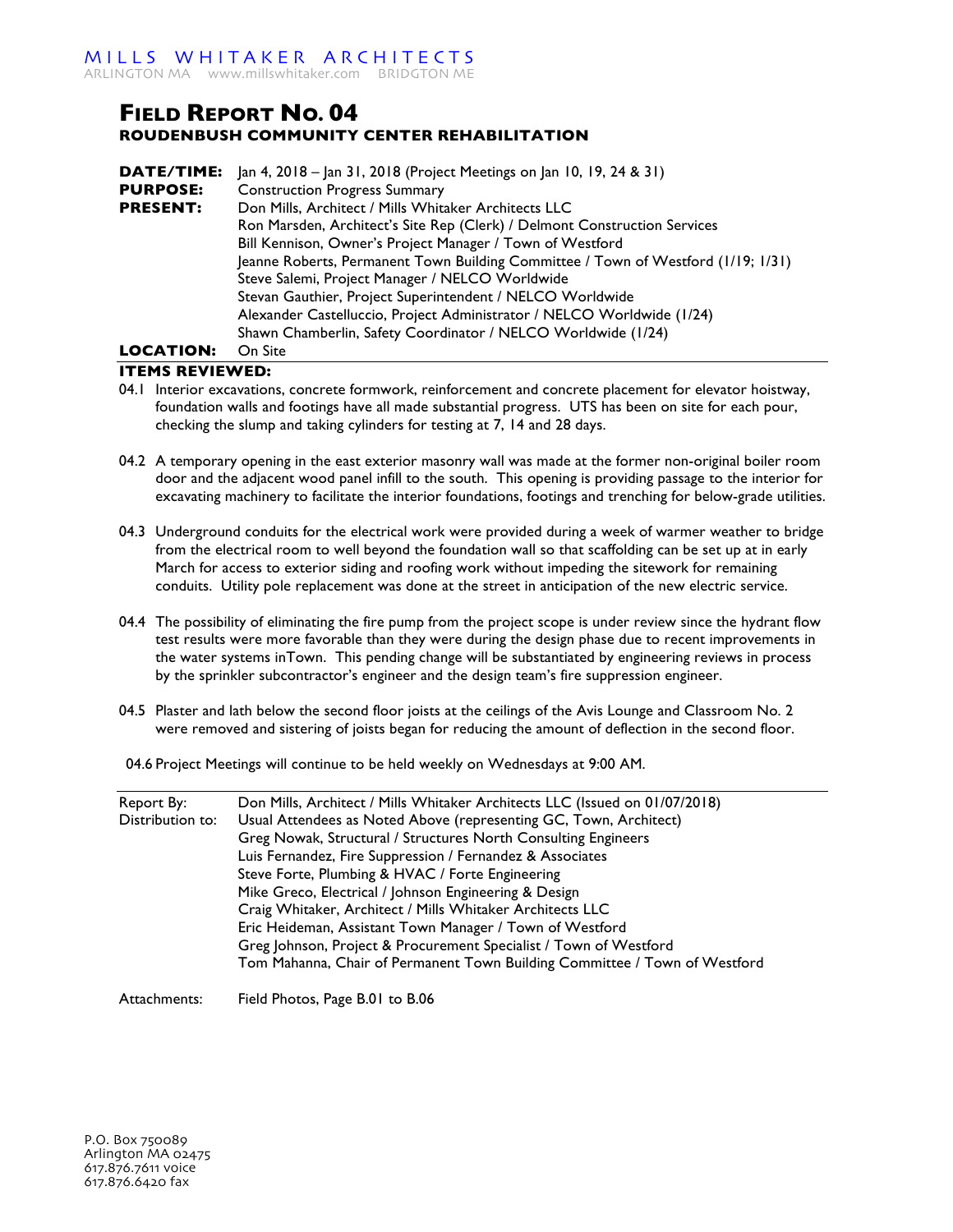MILLS WHITAKER ARCHITECTS
ARLINGTON MA www.millswhitaker.com BRIDGTON ME

# FIELD REPORT NO. 04

## ROUDENBUSH COMMUNITY CENTER REHABILITATION

| | |
|---|---|
| **DATE/TIME:** | Jan 4, 2018 – Jan 31, 2018 (Project Meetings on Jan 10, 19, 24 & 31) |
| **PURPOSE:** | Construction Progress Summary |
| **PRESENT:** | Don Mills, Architect / Mills Whitaker Architects LLC |
| | Ron Marsden, Architect's Site Rep (Clerk) / Delmont Construction Services |
| | Bill Kennison, Owner's Project Manager / Town of Westford |
| | Jeanne Roberts, Permanent Town Building Committee / Town of Westford (1/19; 1/31) |
| | Steve Salemi, Project Manager / NELCO Worldwide |
| | Stevan Gauthier, Project Superintendent / NELCO Worldwide |
| | Alexander Castelluccio, Project Administrator / NELCO Worldwide (1/24) |
| | Shawn Chamberlin, Safety Coordinator / NELCO Worldwide (1/24) |
| **LOCATION:** | On Site |

**ITEMS REVIEWED:**

04.1 Interior excavations, concrete formwork, reinforcement and concrete placement for elevator hoistway, foundation walls and footings have all made substantial progress. UTS has been on site for each pour, checking the slump and taking cylinders for testing at 7, 14 and 28 days.

04.2 A temporary opening in the east exterior masonry wall was made at the former non-original boiler room door and the adjacent wood panel infill to the south. This opening is providing passage to the interior for excavating machinery to facilitate the interior foundations, footings and trenching for below-grade utilities.

04.3 Underground conduits for the electrical work were provided during a week of warmer weather to bridge from the electrical room to well beyond the foundation wall so that scaffolding can be set up at in early March for access to exterior siding and roofing work without impeding the sitework for remaining conduits. Utility pole replacement was done at the street in anticipation of the new electric service.

04.4 The possibility of eliminating the fire pump from the project scope is under review since the hydrant flow test results were more favorable than they were during the design phase due to recent improvements in the water systems inTown. This pending change will be substantiated by engineering reviews in process by the sprinkler subcontractor's engineer and the design team's fire suppression engineer.

04.5 Plaster and lath below the second floor joists at the ceilings of the Avis Lounge and Classroom No. 2 were removed and sistering of joists began for reducing the amount of deflection in the second floor.

04.6 Project Meetings will continue to be held weekly on Wednesdays at 9:00 AM.

| | |
|---|---|
| Report By: | Don Mills, Architect / Mills Whitaker Architects LLC (Issued on 01/07/2018) |
| Distribution to: | Usual Attendees as Noted Above (representing GC, Town, Architect) |
| | Greg Nowak, Structural / Structures North Consulting Engineers |
| | Luis Fernandez, Fire Suppression / Fernandez & Associates |
| | Steve Forte, Plumbing & HVAC / Forte Engineering |
| | Mike Greco, Electrical / Johnson Engineering & Design |
| | Craig Whitaker, Architect / Mills Whitaker Architects LLC |
| | Eric Heideman, Assistant Town Manager / Town of Westford |
| | Greg Johnson, Project & Procurement Specialist / Town of Westford |
| | Tom Mahanna, Chair of Permanent Town Building Committee / Town of Westford |
| Attachments: | Field Photos, Page B.01 to B.06 |

P.O. Box 750089
Arlington MA 02475
617.876.7611 voice
617.876.6420 fax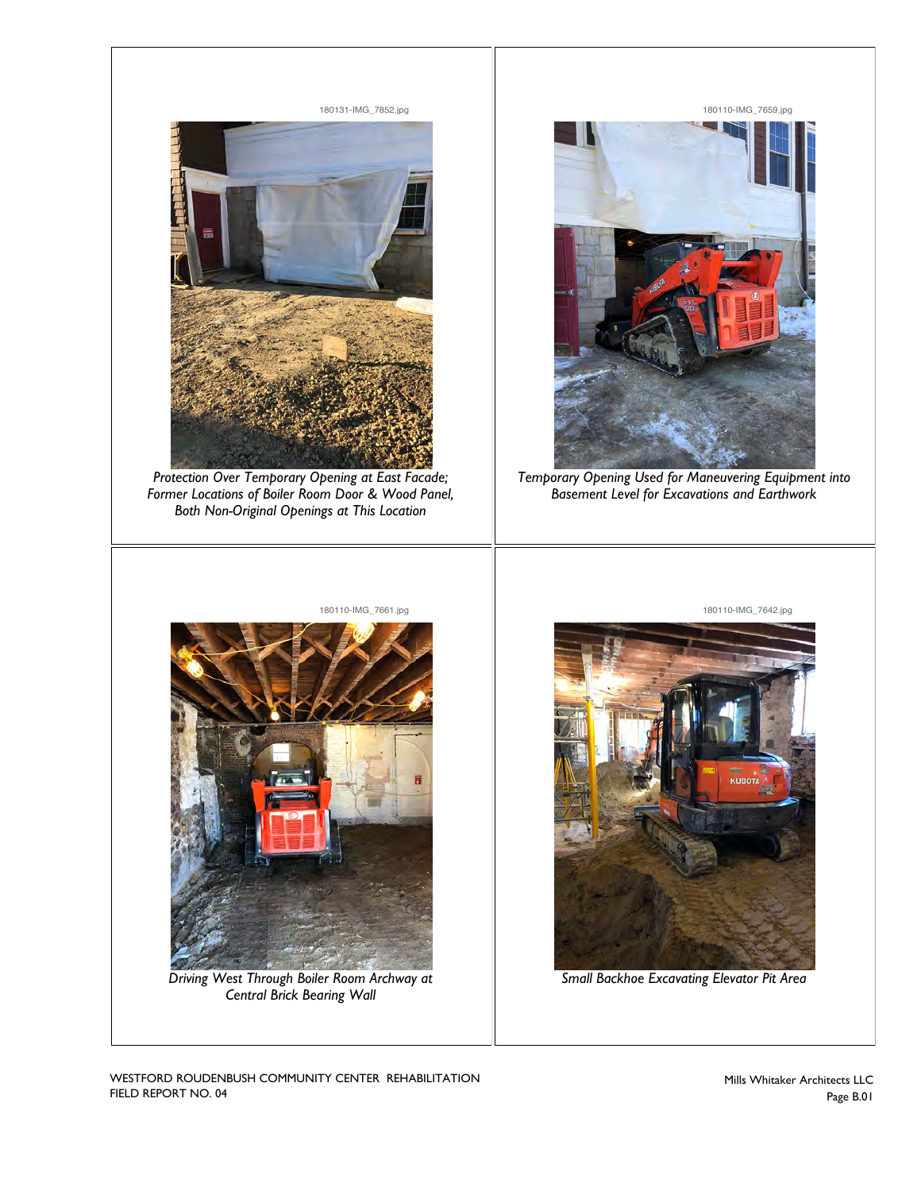180131-IMG_7852.jpg

*Protection Over Temporary Opening at East Facade; Former Locations of Boiler Room Door & Wood Panel, Both Non-Original Openings at This Location*

180110-IMG_7659.jpg

*Temporary Opening Used for Maneuvering Equipment into Basement Level for Excavations and Earthwork*

180110-IMG_7661.jpg

*Driving West Through Boiler Room Archway at Central Brick Bearing Wall*

180110-IMG_7642.jpg

*Small Backhoe Excavating Elevator Pit Area*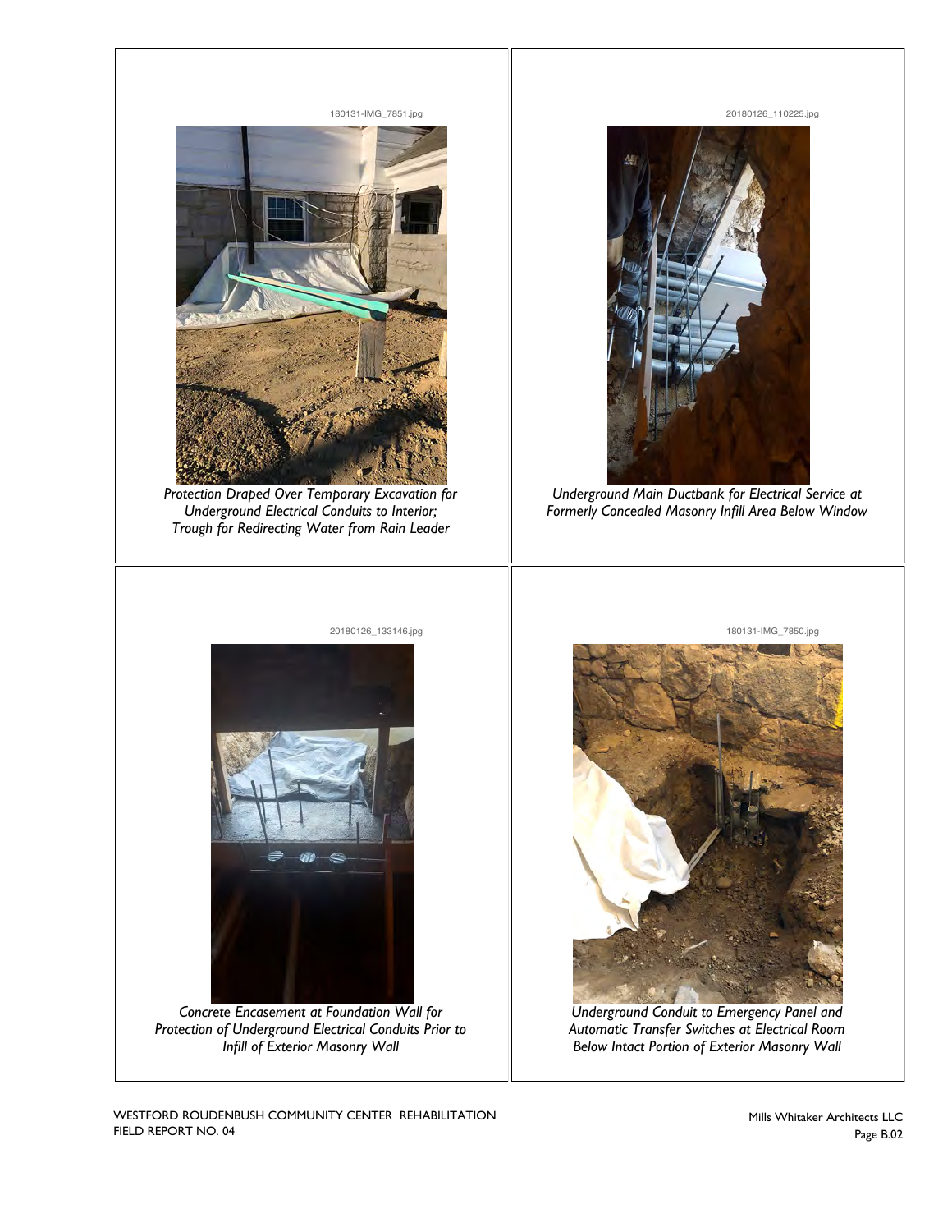180131-IMG_7851.jpg

*Protection Draped Over Temporary Excavation for Underground Electrical Conduits to Interior; Trough for Redirecting Water from Rain Leader*

20180126_110225.jpg

*Underground Main Ductbank for Electrical Service at Formerly Concealed Masonry Infill Area Below Window*

20180126_133146.jpg

*Concrete Encasement at Foundation Wall for Protection of Underground Electrical Conduits Prior to Infill of Exterior Masonry Wall*

180131-IMG_7850.jpg

*Underground Conduit to Emergency Panel and Automatic Transfer Switches at Electrical Room Below Intact Portion of Exterior Masonry Wall*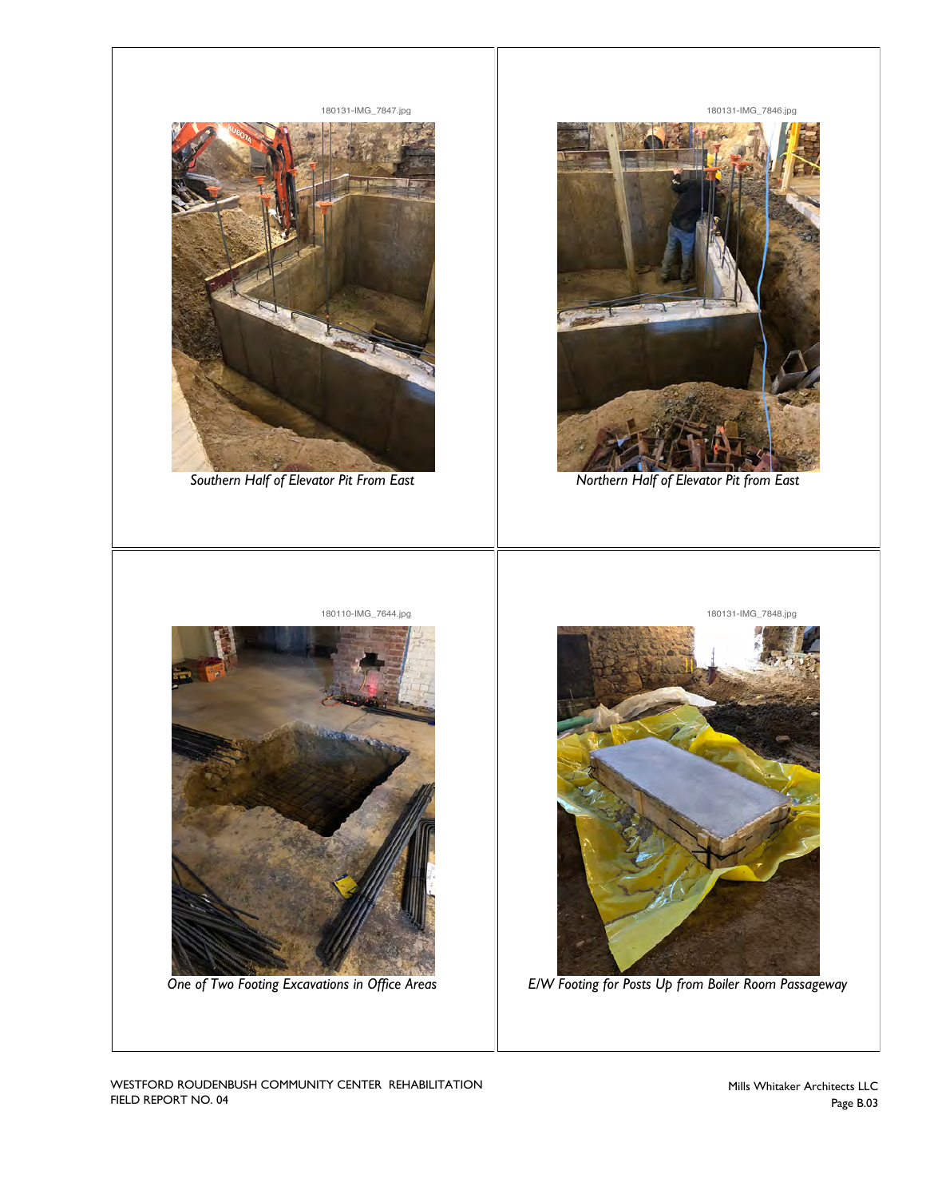180131-IMG_7847.jpg

*Southern Half of Elevator Pit From East*

180131-IMG_7846.jpg

*Northern Half of Elevator Pit from East*

180110-IMG_7644.jpg

*One of Two Footing Excavations in Office Areas*

180131-IMG_7848.jpg

*E/W Footing for Posts Up from Boiler Room Passageway*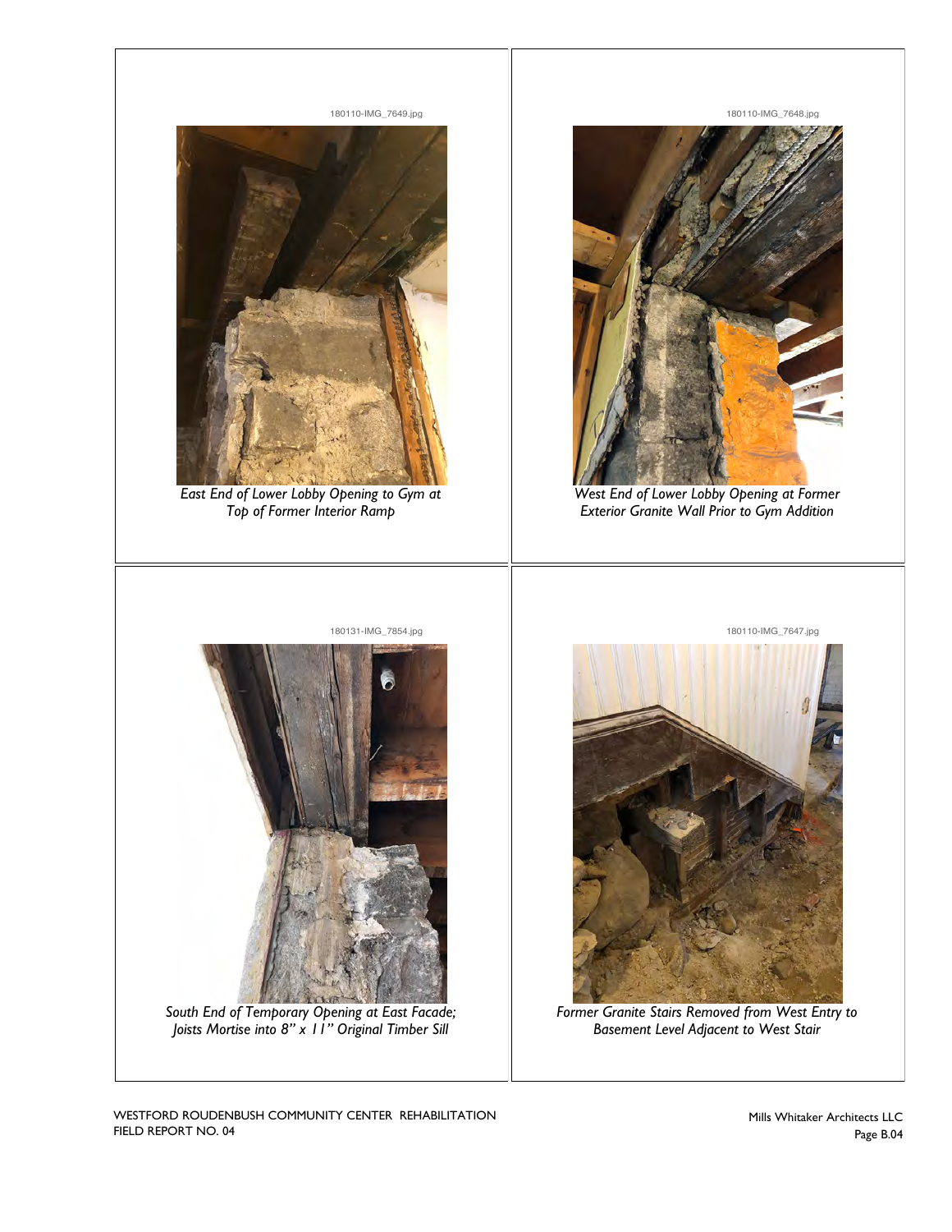180110-IMG_7649.jpg

East End of Lower Lobby Opening to Gym at Top of Former Interior Ramp

180110-IMG_7648.jpg

West End of Lower Lobby Opening at Former Exterior Granite Wall Prior to Gym Addition

180131-IMG_7854.jpg

South End of Temporary Opening at East Facade; Joists Mortise into 8" x 11" Original Timber Sill

180110-IMG_7647.jpg

Former Granite Stairs Removed from West Entry to Basement Level Adjacent to West Stair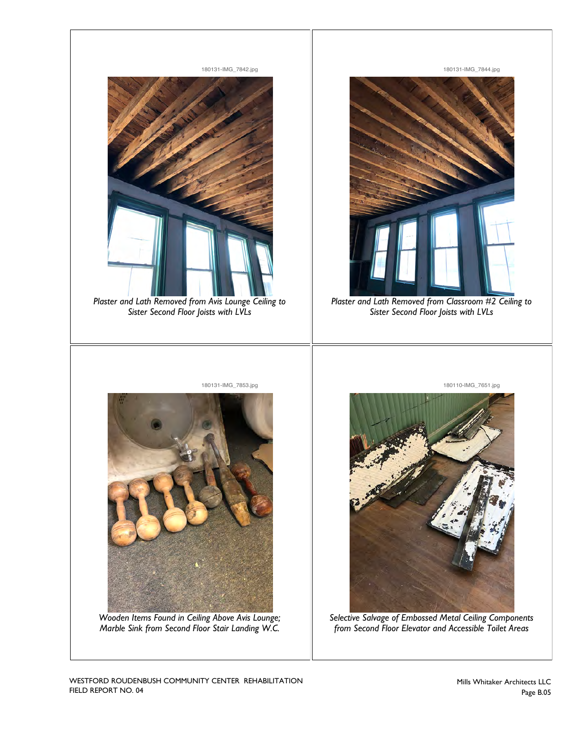180131-IMG_7842.jpg

*Plaster and Lath Removed from Avis Lounge Ceiling to Sister Second Floor Joists with LVLs*

180131-IMG_7844.jpg

*Plaster and Lath Removed from Classroom #2 Ceiling to Sister Second Floor Joists with LVLs*

180131-IMG_7853.jpg

*Wooden Items Found in Ceiling Above Avis Lounge; Marble Sink from Second Floor Stair Landing W.C.*

180110-IMG_7651.jpg

*Selective Salvage of Embossed Metal Ceiling Components from Second Floor Elevator and Accessible Toilet Areas*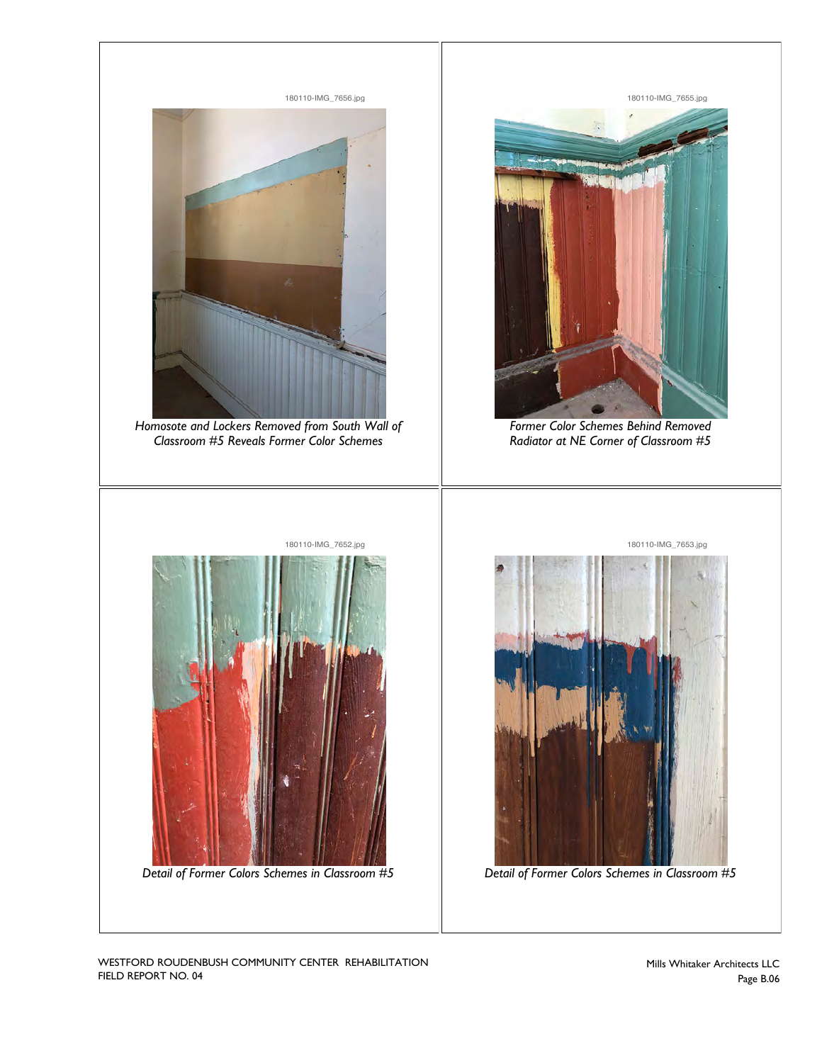180110-IMG_7656.jpg

*Homosote and Lockers Removed from South Wall of Classroom #5 Reveals Former Color Schemes*

180110-IMG_7655.jpg

*Former Color Schemes Behind Removed Radiator at NE Corner of Classroom #5*

180110-IMG_7652.jpg

*Detail of Former Colors Schemes in Classroom #5*

180110-IMG_7653.jpg

*Detail of Former Colors Schemes in Classroom #5*